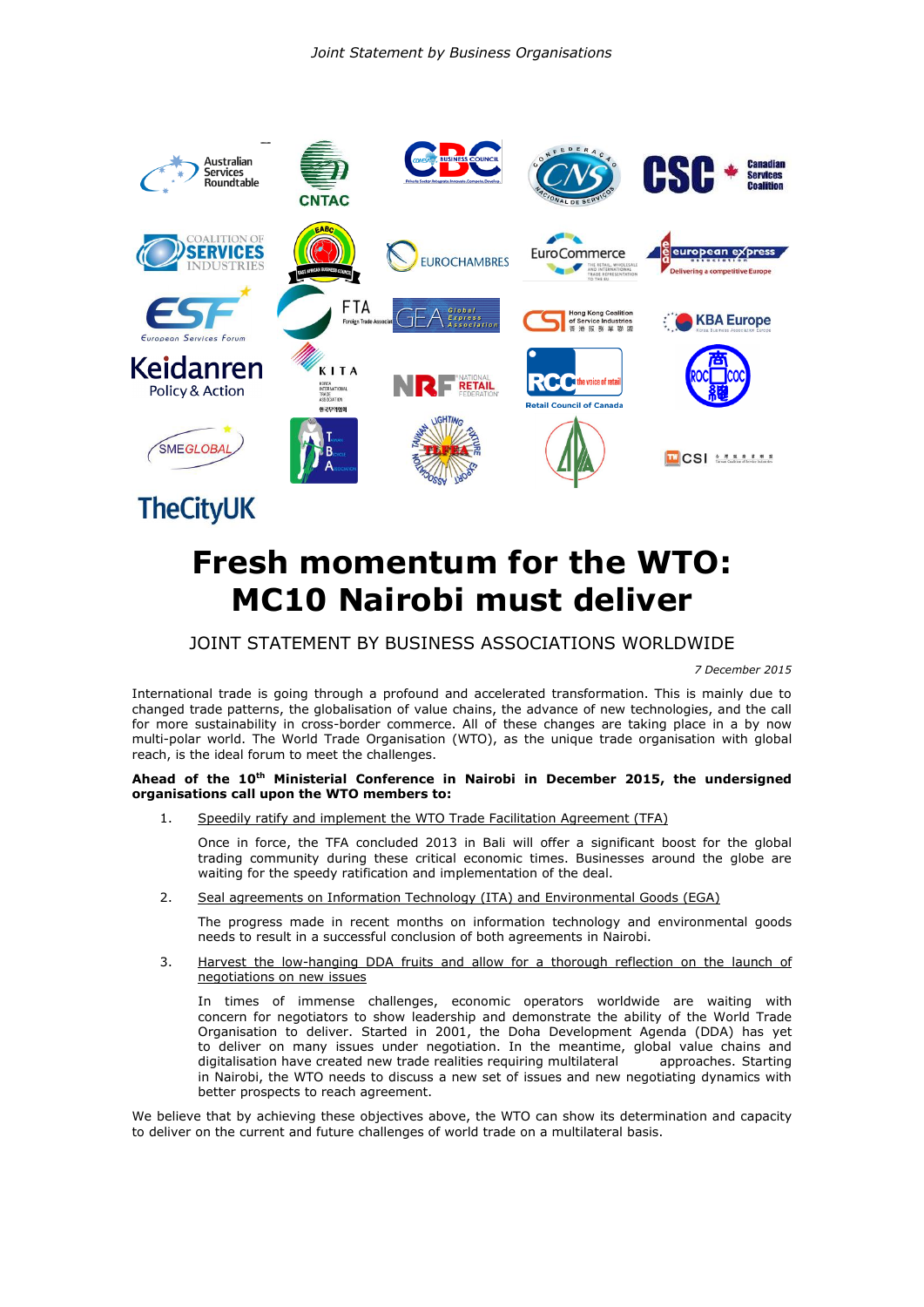# Fresh momentum for the WTO: MC10 Nairobi must deliver

## JOINT STATEMENT BY BUSINESS ASSOCIATIONS WORLDWIDE

*7 December 2015*

International trade is going through a profound and accelerated transformation. This is mainly due to changed trade patterns, the globalisation of value chains, the advance of new technologies, and the call for more sustainability in cross-border commerce. All of these changes are taking place in a by now multi-polar world. The World Trade Organisation (WTO), as the unique trade organisation with global reach, is the ideal forum to meet the challenges.

**Ahead of the 10th Ministerial Conference in Nairobi in December 2015, the undersigned organisations call upon the WTO members to:**

1. Speedily ratify and implement the WTO Trade Facilitation Agreement (TFA)

   Once in force, the TFA concluded 2013 in Bali will offer a significant boost for the global trading community during these critical economic times. Businesses around the globe are waiting for the speedy ratification and implementation of the deal.

2. Seal agreements on Information Technology (ITA) and Environmental Goods (EGA)

   The progress made in recent months on information technology and environmental goods needs to result in a successful conclusion of both agreements in Nairobi.

3. Harvest the low-hanging DDA fruits and allow for a thorough reflection on the launch of negotiations on new issues

   In times of immense challenges, economic operators worldwide are waiting with concern for negotiators to show leadership and demonstrate the ability of the World Trade Organisation to deliver. Started in 2001, the Doha Development Agenda (DDA) has yet to deliver on many issues under negotiation. In the meantime, global value chains and digitalisation have created new trade realities requiring multilateral approaches. Starting in Nairobi, the WTO needs to discuss a new set of issues and new negotiating dynamics with better prospects to reach agreement.

We believe that by achieving these objectives above, the WTO can show its determination and capacity to deliver on the current and future challenges of world trade on a multilateral basis.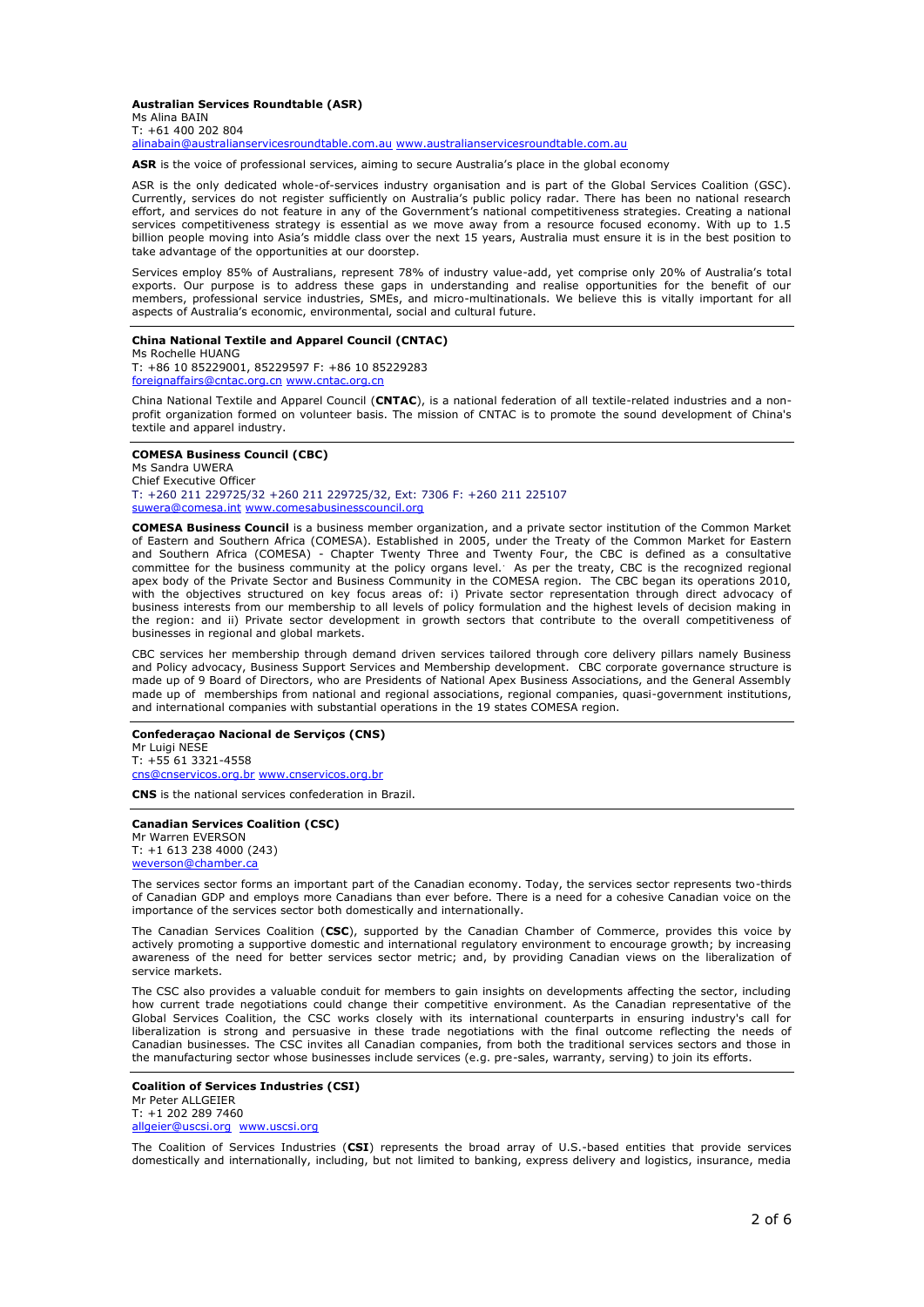**Australian Services Roundtable (ASR)**
Ms Alina BAIN
T: +61 400 202 804
alinabain@australianservicesroundtable.com.au www.australianservicesroundtable.com.au

**ASR** is the voice of professional services, aiming to secure Australia's place in the global economy

ASR is the only dedicated whole-of-services industry organisation and is part of the Global Services Coalition (GSC). Currently, services do not register sufficiently on Australia's public policy radar. There has been no national research effort, and services do not feature in any of the Government's national competitiveness strategies. Creating a national services competitiveness strategy is essential as we move away from a resource focused economy. With up to 1.5 billion people moving into Asia's middle class over the next 15 years, Australia must ensure it is in the best position to take advantage of the opportunities at our doorstep.

Services employ 85% of Australians, represent 78% of industry value-add, yet comprise only 20% of Australia's total exports. Our purpose is to address these gaps in understanding and realise opportunities for the benefit of our members, professional service industries, SMEs, and micro-multinationals. We believe this is vitally important for all aspects of Australia's economic, environmental, social and cultural future.

---

**China National Textile and Apparel Council (CNTAC)**
Ms Rochelle HUANG
T: +86 10 85229001, 85229597 F: +86 10 85229283
foreignaffairs@cntac.org.cn www.cntac.org.cn

China National Textile and Apparel Council (**CNTAC**), is a national federation of all textile-related industries and a non-profit organization formed on volunteer basis. The mission of CNTAC is to promote the sound development of China's textile and apparel industry.

---

**COMESA Business Council (CBC)**
Ms Sandra UWERA
Chief Executive Officer
T: +260 211 229725/32 +260 211 229725/32, Ext: 7306 F: +260 211 225107
suwera@comesa.int www.comesabusinesscouncil.org

**COMESA Business Council** is a business member organization, and a private sector institution of the Common Market of Eastern and Southern Africa (COMESA). Established in 2005, under the Treaty of the Common Market for Eastern and Southern Africa (COMESA) - Chapter Twenty Three and Twenty Four, the CBC is defined as a consultative committee for the business community at the policy organs level. As per the treaty, CBC is the recognized regional apex body of the Private Sector and Business Community in the COMESA region. The CBC began its operations 2010, with the objectives structured on key focus areas of: i) Private sector representation through direct advocacy of business interests from our membership to all levels of policy formulation and the highest levels of decision making in the region: and ii) Private sector development in growth sectors that contribute to the overall competitiveness of businesses in regional and global markets.

CBC services her membership through demand driven services tailored through core delivery pillars namely Business and Policy advocacy, Business Support Services and Membership development. CBC corporate governance structure is made up of 9 Board of Directors, who are Presidents of National Apex Business Associations, and the General Assembly made up of memberships from national and regional associations, regional companies, quasi-government institutions, and international companies with substantial operations in the 19 states COMESA region.

---

**Confederaçao Nacional de Serviços (CNS)**
Mr Luigi NESE
T: +55 61 3321-4558
cns@cnservicos.org.br www.cnservicos.org.br

**CNS** is the national services confederation in Brazil.

---

**Canadian Services Coalition (CSC)**
Mr Warren EVERSON
T: +1 613 238 4000 (243)
weverson@chamber.ca

The services sector forms an important part of the Canadian economy. Today, the services sector represents two-thirds of Canadian GDP and employs more Canadians than ever before. There is a need for a cohesive Canadian voice on the importance of the services sector both domestically and internationally.

The Canadian Services Coalition (**CSC**), supported by the Canadian Chamber of Commerce, provides this voice by actively promoting a supportive domestic and international regulatory environment to encourage growth; by increasing awareness of the need for better services sector metric; and, by providing Canadian views on the liberalization of service markets.

The CSC also provides a valuable conduit for members to gain insights on developments affecting the sector, including how current trade negotiations could change their competitive environment. As the Canadian representative of the Global Services Coalition, the CSC works closely with its international counterparts in ensuring industry's call for liberalization is strong and persuasive in these trade negotiations with the final outcome reflecting the needs of Canadian businesses. The CSC invites all Canadian companies, from both the traditional services sectors and those in the manufacturing sector whose businesses include services (e.g. pre-sales, warranty, serving) to join its efforts.

---

**Coalition of Services Industries (CSI)**
Mr Peter ALLGEIER
T: +1 202 289 7460
allgeier@uscsi.org www.uscsi.org

The Coalition of Services Industries (**CSI**) represents the broad array of U.S.-based entities that provide services domestically and internationally, including, but not limited to banking, express delivery and logistics, insurance, media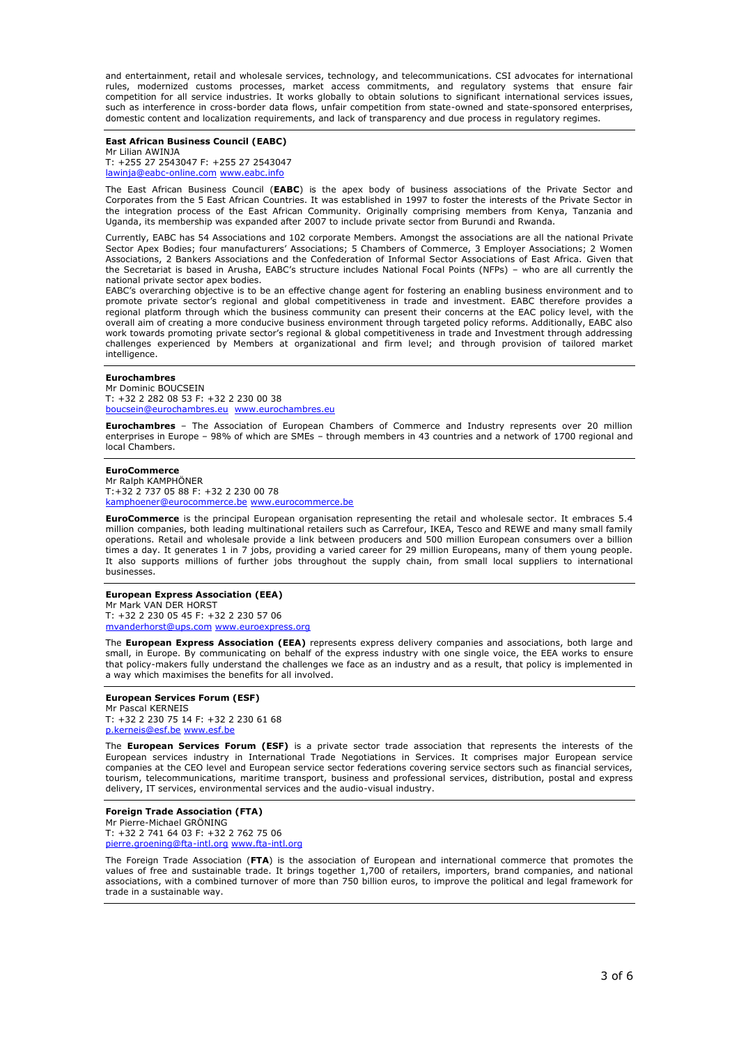and entertainment, retail and wholesale services, technology, and telecommunications. CSI advocates for international rules, modernized customs processes, market access commitments, and regulatory systems that ensure fair competition for all service industries. It works globally to obtain solutions to significant international services issues, such as interference in cross-border data flows, unfair competition from state-owned and state-sponsored enterprises, domestic content and localization requirements, and lack of transparency and due process in regulatory regimes.

---

**East African Business Council (EABC)**
Mr Lilian AWINJA
T: +255 27 2543047 F: +255 27 2543047
lawinja@eabc-online.com www.eabc.info

The East African Business Council (**EABC**) is the apex body of business associations of the Private Sector and Corporates from the 5 East African Countries. It was established in 1997 to foster the interests of the Private Sector in the integration process of the East African Community. Originally comprising members from Kenya, Tanzania and Uganda, its membership was expanded after 2007 to include private sector from Burundi and Rwanda.

Currently, EABC has 54 Associations and 102 corporate Members. Amongst the associations are all the national Private Sector Apex Bodies; four manufacturers' Associations; 5 Chambers of Commerce, 3 Employer Associations; 2 Women Associations, 2 Bankers Associations and the Confederation of Informal Sector Associations of East Africa. Given that the Secretariat is based in Arusha, EABC's structure includes National Focal Points (NFPs) – who are all currently the national private sector apex bodies.
EABC's overarching objective is to be an effective change agent for fostering an enabling business environment and to promote private sector's regional and global competitiveness in trade and investment. EABC therefore provides a regional platform through which the business community can present their concerns at the EAC policy level, with the overall aim of creating a more conducive business environment through targeted policy reforms. Additionally, EABC also work towards promoting private sector's regional & global competitiveness in trade and Investment through addressing challenges experienced by Members at organizational and firm level; and through provision of tailored market intelligence.

---

**Eurochambres**
Mr Dominic BOUCSEIN
T: +32 2 282 08 53 F: +32 2 230 00 38
boucsein@eurochambres.eu www.eurochambres.eu

**Eurochambres** – The Association of European Chambers of Commerce and Industry represents over 20 million enterprises in Europe – 98% of which are SMEs – through members in 43 countries and a network of 1700 regional and local Chambers.

---

**EuroCommerce**
Mr Ralph KAMPHÖNER
T:+32 2 737 05 88 F: +32 2 230 00 78
kamphoener@eurocommerce.be www.eurocommerce.be

**EuroCommerce** is the principal European organisation representing the retail and wholesale sector. It embraces 5.4 million companies, both leading multinational retailers such as Carrefour, IKEA, Tesco and REWE and many small family operations. Retail and wholesale provide a link between producers and 500 million European consumers over a billion times a day. It generates 1 in 7 jobs, providing a varied career for 29 million Europeans, many of them young people. It also supports millions of further jobs throughout the supply chain, from small local suppliers to international businesses.

---

**European Express Association (EEA)**
Mr Mark VAN DER HORST
T: +32 2 230 05 45 F: +32 2 230 57 06
mvanderhorst@ups.com www.euroexpress.org

The **European Express Association (EEA)** represents express delivery companies and associations, both large and small, in Europe. By communicating on behalf of the express industry with one single voice, the EEA works to ensure that policy-makers fully understand the challenges we face as an industry and as a result, that policy is implemented in a way which maximises the benefits for all involved.

---

**European Services Forum (ESF)**
Mr Pascal KERNEIS
T: +32 2 230 75 14 F: +32 2 230 61 68
p.kerneis@esf.be www.esf.be

The **European Services Forum (ESF)** is a private sector trade association that represents the interests of the European services industry in International Trade Negotiations in Services. It comprises major European service companies at the CEO level and European service sector federations covering service sectors such as financial services, tourism, telecommunications, maritime transport, business and professional services, distribution, postal and express delivery, IT services, environmental services and the audio-visual industry.

---

**Foreign Trade Association (FTA)**
Mr Pierre-Michael GRÖNING
T: +32 2 741 64 03 F: +32 2 762 75 06
pierre.groening@fta-intl.org www.fta-intl.org

The Foreign Trade Association (**FTA**) is the association of European and international commerce that promotes the values of free and sustainable trade. It brings together 1,700 of retailers, importers, brand companies, and national associations, with a combined turnover of more than 750 billion euros, to improve the political and legal framework for trade in a sustainable way.

---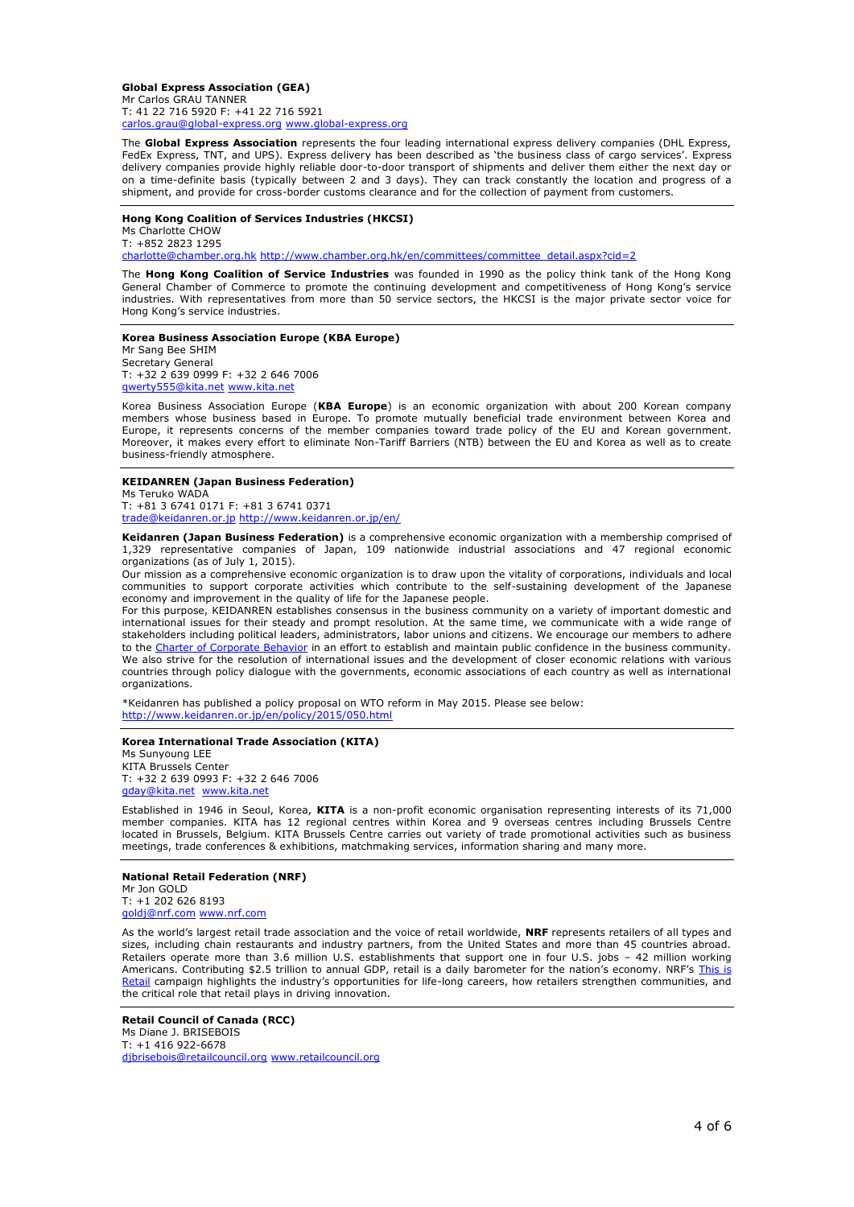**Global Express Association (GEA)**
Mr Carlos GRAU TANNER
T: 41 22 716 5920 F: +41 22 716 5921
carlos.grau@global-express.org www.global-express.org

The **Global Express Association** represents the four leading international express delivery companies (DHL Express, FedEx Express, TNT, and UPS). Express delivery has been described as 'the business class of cargo services'. Express delivery companies provide highly reliable door-to-door transport of shipments and deliver them either the next day or on a time-definite basis (typically between 2 and 3 days). They can track constantly the location and progress of a shipment, and provide for cross-border customs clearance and for the collection of payment from customers.

---

**Hong Kong Coalition of Services Industries (HKCSI)**
Ms Charlotte CHOW
T: +852 2823 1295
charlotte@chamber.org.hk http://www.chamber.org.hk/en/committees/committee_detail.aspx?cid=2

The **Hong Kong Coalition of Service Industries** was founded in 1990 as the policy think tank of the Hong Kong General Chamber of Commerce to promote the continuing development and competitiveness of Hong Kong's service industries. With representatives from more than 50 service sectors, the HKCSI is the major private sector voice for Hong Kong's service industries.

---

**Korea Business Association Europe (KBA Europe)**
Mr Sang Bee SHIM
Secretary General
T: +32 2 639 0999 F: +32 2 646 7006
qwerty555@kita.net www.kita.net

Korea Business Association Europe (**KBA Europe**) is an economic organization with about 200 Korean company members whose business based in Europe. To promote mutually beneficial trade environment between Korea and Europe, it represents concerns of the member companies toward trade policy of the EU and Korean government. Moreover, it makes every effort to eliminate Non-Tariff Barriers (NTB) between the EU and Korea as well as to create business-friendly atmosphere.

---

**KEIDANREN (Japan Business Federation)**
Ms Teruko WADA
T: +81 3 6741 0171 F: +81 3 6741 0371
trade@keidanren.or.jp http://www.keidanren.or.jp/en/

**Keidanren (Japan Business Federation)** is a comprehensive economic organization with a membership comprised of 1,329 representative companies of Japan, 109 nationwide industrial associations and 47 regional economic organizations (as of July 1, 2015).
Our mission as a comprehensive economic organization is to draw upon the vitality of corporations, individuals and local communities to support corporate activities which contribute to the self-sustaining development of the Japanese economy and improvement in the quality of life for the Japanese people.
For this purpose, KEIDANREN establishes consensus in the business community on a variety of important domestic and international issues for their steady and prompt resolution. At the same time, we communicate with a wide range of stakeholders including political leaders, administrators, labor unions and citizens. We encourage our members to adhere to the Charter of Corporate Behavior in an effort to establish and maintain public confidence in the business community. We also strive for the resolution of international issues and the development of closer economic relations with various countries through policy dialogue with the governments, economic associations of each country as well as international organizations.

*Keidanren has published a policy proposal on WTO reform in May 2015. Please see below:
http://www.keidanren.or.jp/en/policy/2015/050.html

---

**Korea International Trade Association (KITA)**
Ms Sunyoung LEE
KITA Brussels Center
T: +32 2 639 0993 F: +32 2 646 7006
gday@kita.net www.kita.net

Established in 1946 in Seoul, Korea, **KITA** is a non-profit economic organisation representing interests of its 71,000 member companies. KITA has 12 regional centres within Korea and 9 overseas centres including Brussels Centre located in Brussels, Belgium. KITA Brussels Centre carries out variety of trade promotional activities such as business meetings, trade conferences & exhibitions, matchmaking services, information sharing and many more.

---

**National Retail Federation (NRF)**
Mr Jon GOLD
T: +1 202 626 8193
goldj@nrf.com www.nrf.com

As the world's largest retail trade association and the voice of retail worldwide, **NRF** represents retailers of all types and sizes, including chain restaurants and industry partners, from the United States and more than 45 countries abroad. Retailers operate more than 3.6 million U.S. establishments that support one in four U.S. jobs – 42 million working Americans. Contributing $2.5 trillion to annual GDP, retail is a daily barometer for the nation's economy. NRF's This is Retail campaign highlights the industry's opportunities for life-long careers, how retailers strengthen communities, and the critical role that retail plays in driving innovation.

---

**Retail Council of Canada (RCC)**
Ms Diane J. BRISEBOIS
T: +1 416 922-6678
djbrisebois@retailcouncil.org www.retailcouncil.org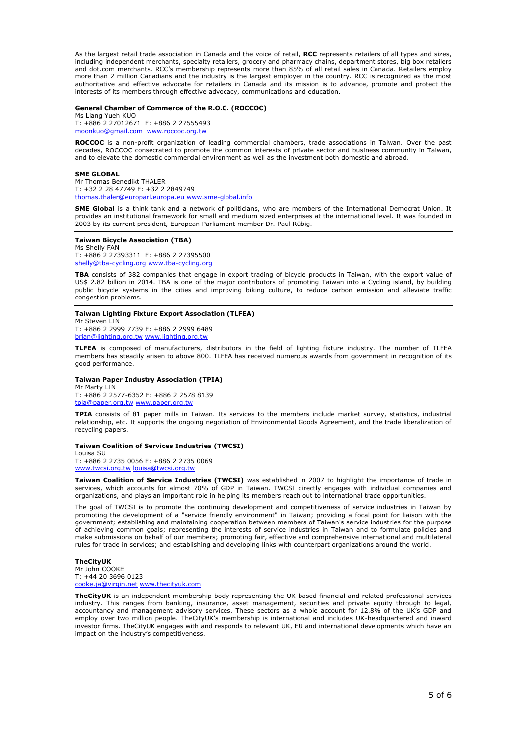As the largest retail trade association in Canada and the voice of retail, **RCC** represents retailers of all types and sizes, including independent merchants, specialty retailers, grocery and pharmacy chains, department stores, big box retailers and dot.com merchants. RCC's membership represents more than 85% of all retail sales in Canada. Retailers employ more than 2 million Canadians and the industry is the largest employer in the country. RCC is recognized as the most authoritative and effective advocate for retailers in Canada and its mission is to advance, promote and protect the interests of its members through effective advocacy, communications and education.

---

**General Chamber of Commerce of the R.O.C. (ROCCOC)**
Ms Liang Yueh KUO
T: +886 2 27012671 F: +886 2 27555493
moonkuo@gmail.com www.roccoc.org.tw

**ROCCOC** is a non-profit organization of leading commercial chambers, trade associations in Taiwan. Over the past decades, ROCCOC consecrated to promote the common interests of private sector and business community in Taiwan, and to elevate the domestic commercial environment as well as the investment both domestic and abroad.

---

**SME GLOBAL**
Mr Thomas Benedikt THALER
T: +32 2 28 47749 F: +32 2 2849749
thomas.thaler@europarl.europa.eu www.sme-global.info

**SME Global** is a think tank and a network of politicians, who are members of the International Democrat Union. It provides an institutional framework for small and medium sized enterprises at the international level. It was founded in 2003 by its current president, European Parliament member Dr. Paul Rübig.

---

**Taiwan Bicycle Association (TBA)**
Ms Shelly FAN
T: +886 2 27393311 F: +886 2 27395500
shelly@tba-cycling.org www.tba-cycling.org

**TBA** consists of 382 companies that engage in export trading of bicycle products in Taiwan, with the export value of US$ 2.82 billion in 2014. TBA is one of the major contributors of promoting Taiwan into a Cycling island, by building public bicycle systems in the cities and improving biking culture, to reduce carbon emission and alleviate traffic congestion problems.

---

**Taiwan Lighting Fixture Export Association (TLFEA)**
Mr Steven LIN
T: +886 2 2999 7739 F: +886 2 2999 6489
brian@lighting.org.tw www.lighting.org.tw

**TLFEA** is composed of manufacturers, distributors in the field of lighting fixture industry. The number of TLFEA members has steadily arisen to above 800. TLFEA has received numerous awards from government in recognition of its good performance.

---

**Taiwan Paper Industry Association (TPIA)**
Mr Marty LIN
T: +886 2 2577-6352 F: +886 2 2578 8139
tpia@paper.org.tw www.paper.org.tw

**TPIA** consists of 81 paper mills in Taiwan. Its services to the members include market survey, statistics, industrial relationship, etc. It supports the ongoing negotiation of Environmental Goods Agreement, and the trade liberalization of recycling papers.

---

**Taiwan Coalition of Services Industries (TWCSI)**
Louisa SU
T: +886 2 2735 0056 F: +886 2 2735 0069
www.twcsi.org.tw louisa@twcsi.org.tw

**Taiwan Coalition of Service Industries (TWCSI)** was established in 2007 to highlight the importance of trade in services, which accounts for almost 70% of GDP in Taiwan. TWCSI directly engages with individual companies and organizations, and plays an important role in helping its members reach out to international trade opportunities.

The goal of TWCSI is to promote the continuing development and competitiveness of service industries in Taiwan by promoting the development of a "service friendly environment" in Taiwan; providing a focal point for liaison with the government; establishing and maintaining cooperation between members of Taiwan's service industries for the purpose of achieving common goals; representing the interests of service industries in Taiwan and to formulate policies and make submissions on behalf of our members; promoting fair, effective and comprehensive international and multilateral rules for trade in services; and establishing and developing links with counterpart organizations around the world.

---

**TheCityUK**
Mr John COOKE
T: +44 20 3696 0123
cooke.ja@virgin.net www.thecityuk.com

**TheCityUK** is an independent membership body representing the UK-based financial and related professional services industry. This ranges from banking, insurance, asset management, securities and private equity through to legal, accountancy and management advisory services. These sectors as a whole account for 12.8% of the UK's GDP and employ over two million people. TheCityUK's membership is international and includes UK-headquartered and inward investor firms. TheCityUK engages with and responds to relevant UK, EU and international developments which have an impact on the industry's competitiveness.

---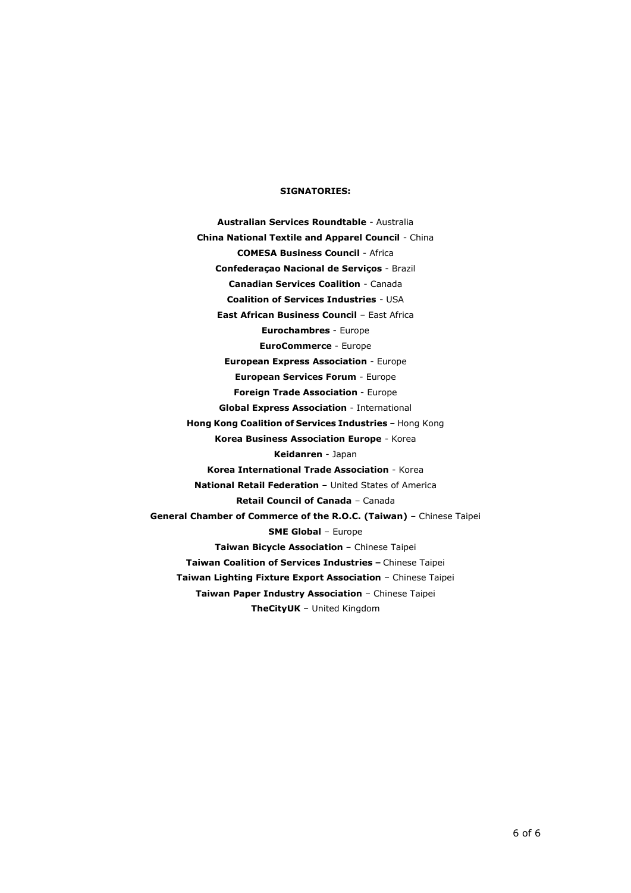**SIGNATORIES:**

**Australian Services Roundtable** - Australia

**China National Textile and Apparel Council** - China

**COMESA Business Council** - Africa

**Confederaçao Nacional de Serviços** - Brazil

**Canadian Services Coalition** - Canada

**Coalition of Services Industries** - USA

**East African Business Council** – East Africa

**Eurochambres** - Europe

**EuroCommerce** - Europe

**European Express Association** - Europe

**European Services Forum** - Europe

**Foreign Trade Association** - Europe

**Global Express Association** - International

**Hong Kong Coalition of Services Industries** – Hong Kong

**Korea Business Association Europe** - Korea

**Keidanren** - Japan

**Korea International Trade Association** - Korea

**National Retail Federation** – United States of America

**Retail Council of Canada** – Canada

**General Chamber of Commerce of the R.O.C. (Taiwan)** – Chinese Taipei

**SME Global** – Europe

**Taiwan Bicycle Association** – Chinese Taipei

**Taiwan Coalition of Services Industries –** Chinese Taipei

**Taiwan Lighting Fixture Export Association** – Chinese Taipei

**Taiwan Paper Industry Association** – Chinese Taipei

**TheCityUK** – United Kingdom